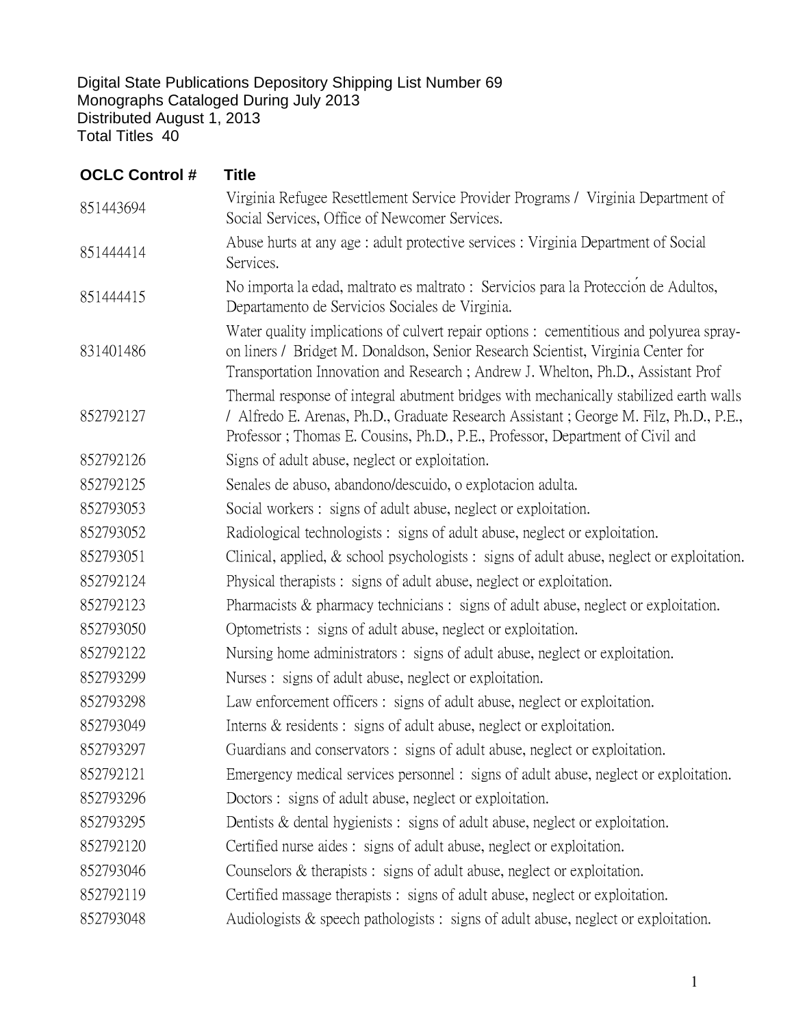Digital State Publications Depository Shipping List Number 69
Monographs Cataloged During July 2013
Distributed August 1, 2013
Total Titles 40

| OCLC Control # | Title |
|---|---|
| 851443694 | Virginia Refugee Resettlement Service Provider Programs / Virginia Department of Social Services, Office of Newcomer Services. |
| 851444414 | Abuse hurts at any age : adult protective services : Virginia Department of Social Services. |
| 851444415 | No importa la edad, maltrato es maltrato : Servicios para la Protección de Adultos, Departamento de Servicios Sociales de Virginia. |
| 831401486 | Water quality implications of culvert repair options : cementitious and polyurea spray-on liners / Bridget M. Donaldson, Senior Research Scientist, Virginia Center for Transportation Innovation and Research ; Andrew J. Whelton, Ph.D., Assistant Prof |
| 852792127 | Thermal response of integral abutment bridges with mechanically stabilized earth walls / Alfredo E. Arenas, Ph.D., Graduate Research Assistant ; George M. Filz, Ph.D., P.E., Professor ; Thomas E. Cousins, Ph.D., P.E., Professor, Department of Civil and |
| 852792126 | Signs of adult abuse, neglect or exploitation. |
| 852792125 | Senales de abuso, abandono/descuido, o explotacion adulta. |
| 852793053 | Social workers : signs of adult abuse, neglect or exploitation. |
| 852793052 | Radiological technologists : signs of adult abuse, neglect or exploitation. |
| 852793051 | Clinical, applied, & school psychologists : signs of adult abuse, neglect or exploitation. |
| 852792124 | Physical therapists : signs of adult abuse, neglect or exploitation. |
| 852792123 | Pharmacists & pharmacy technicians : signs of adult abuse, neglect or exploitation. |
| 852793050 | Optometrists : signs of adult abuse, neglect or exploitation. |
| 852792122 | Nursing home administrators : signs of adult abuse, neglect or exploitation. |
| 852793299 | Nurses : signs of adult abuse, neglect or exploitation. |
| 852793298 | Law enforcement officers : signs of adult abuse, neglect or exploitation. |
| 852793049 | Interns & residents : signs of adult abuse, neglect or exploitation. |
| 852793297 | Guardians and conservators : signs of adult abuse, neglect or exploitation. |
| 852792121 | Emergency medical services personnel : signs of adult abuse, neglect or exploitation. |
| 852793296 | Doctors : signs of adult abuse, neglect or exploitation. |
| 852793295 | Dentists & dental hygienists : signs of adult abuse, neglect or exploitation. |
| 852792120 | Certified nurse aides : signs of adult abuse, neglect or exploitation. |
| 852793046 | Counselors & therapists : signs of adult abuse, neglect or exploitation. |
| 852792119 | Certified massage therapists : signs of adult abuse, neglect or exploitation. |
| 852793048 | Audiologists & speech pathologists : signs of adult abuse, neglect or exploitation. |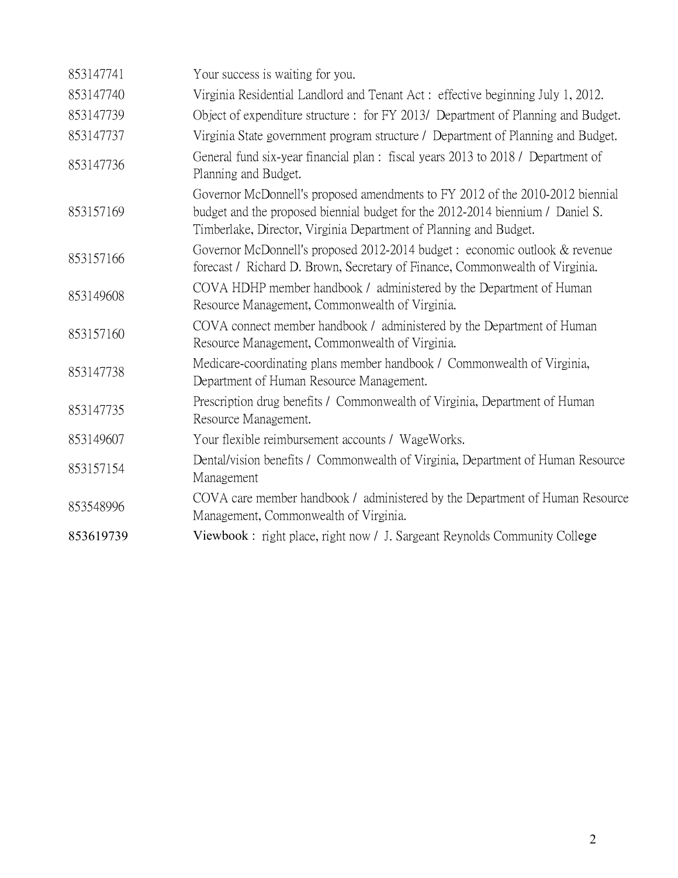| | |
|---|---|
| 853147741 | Your success is waiting for you. |
| 853147740 | Virginia Residential Landlord and Tenant Act : effective beginning July 1, 2012. |
| 853147739 | Object of expenditure structure : for FY 2013/ Department of Planning and Budget. |
| 853147737 | Virginia State government program structure / Department of Planning and Budget. |
| 853147736 | General fund six-year financial plan : fiscal years 2013 to 2018 / Department of Planning and Budget. |
| 853157169 | Governor McDonnell's proposed amendments to FY 2012 of the 2010-2012 biennial budget and the proposed biennial budget for the 2012-2014 biennium / Daniel S. Timberlake, Director, Virginia Department of Planning and Budget. |
| 853157166 | Governor McDonnell's proposed 2012-2014 budget : economic outlook & revenue forecast / Richard D. Brown, Secretary of Finance, Commonwealth of Virginia. |
| 853149608 | COVA HDHP member handbook / administered by the Department of Human Resource Management, Commonwealth of Virginia. |
| 853157160 | COVA connect member handbook / administered by the Department of Human Resource Management, Commonwealth of Virginia. |
| 853147738 | Medicare-coordinating plans member handbook / Commonwealth of Virginia, Department of Human Resource Management. |
| 853147735 | Prescription drug benefits / Commonwealth of Virginia, Department of Human Resource Management. |
| 853149607 | Your flexible reimbursement accounts / WageWorks. |
| 853157154 | Dental/vision benefits / Commonwealth of Virginia, Department of Human Resource Management |
| 853548996 | COVA care member handbook / administered by the Department of Human Resource Management, Commonwealth of Virginia. |
| 853619739 | Viewbook : right place, right now / J. Sargeant Reynolds Community College |